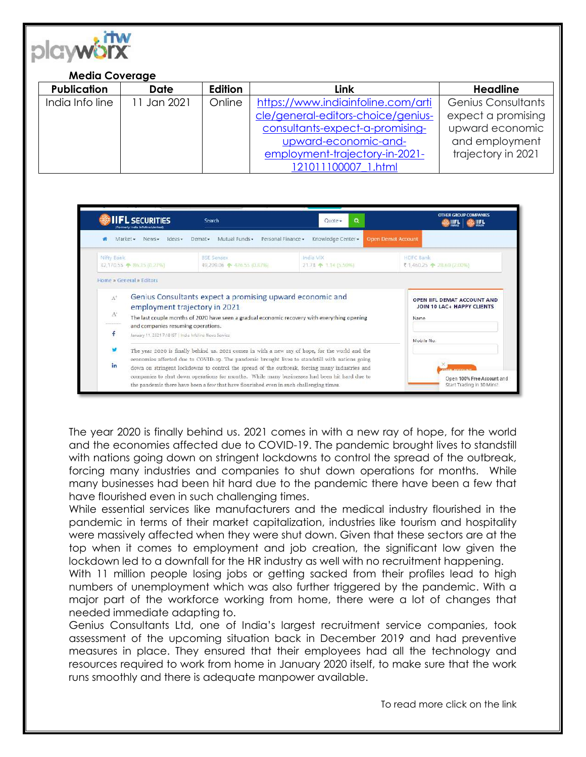**Media Coverage**

| Publication | Date | Edition | Link | Headline |
|---|---|---|---|---|
| India Info line | 11 Jan 2021 | Online | https://www.indiainfoline.com/article/general-editors-choice/genius-consultants-expect-a-promising-upward-economic-and-employment-trajectory-in-2021-121011100007_1.html | Genius Consultants expect a promising upward economic and employment trajectory in 2021 |

The year 2020 is finally behind us. 2021 comes in with a new ray of hope, for the world and the economies affected due to COVID-19. The pandemic brought lives to standstill with nations going down on stringent lockdowns to control the spread of the outbreak, forcing many industries and companies to shut down operations for months. While many businesses had been hit hard due to the pandemic there have been a few that have flourished even in such challenging times.

While essential services like manufacturers and the medical industry flourished in the pandemic in terms of their market capitalization, industries like tourism and hospitality were massively affected when they were shut down. Given that these sectors are at the top when it comes to employment and job creation, the significant low given the lockdown led to a downfall for the HR industry as well with no recruitment happening.

With 11 million people losing jobs or getting sacked from their profiles lead to high numbers of unemployment which was also further triggered by the pandemic. With a major part of the workforce working from home, there were a lot of changes that needed immediate adapting to.

Genius Consultants Ltd, one of India's largest recruitment service companies, took assessment of the upcoming situation back in December 2019 and had preventive measures in place. They ensured that their employees had all the technology and resources required to work from home in January 2020 itself, to make sure that the work runs smoothly and there is adequate manpower available.

To read more click on the link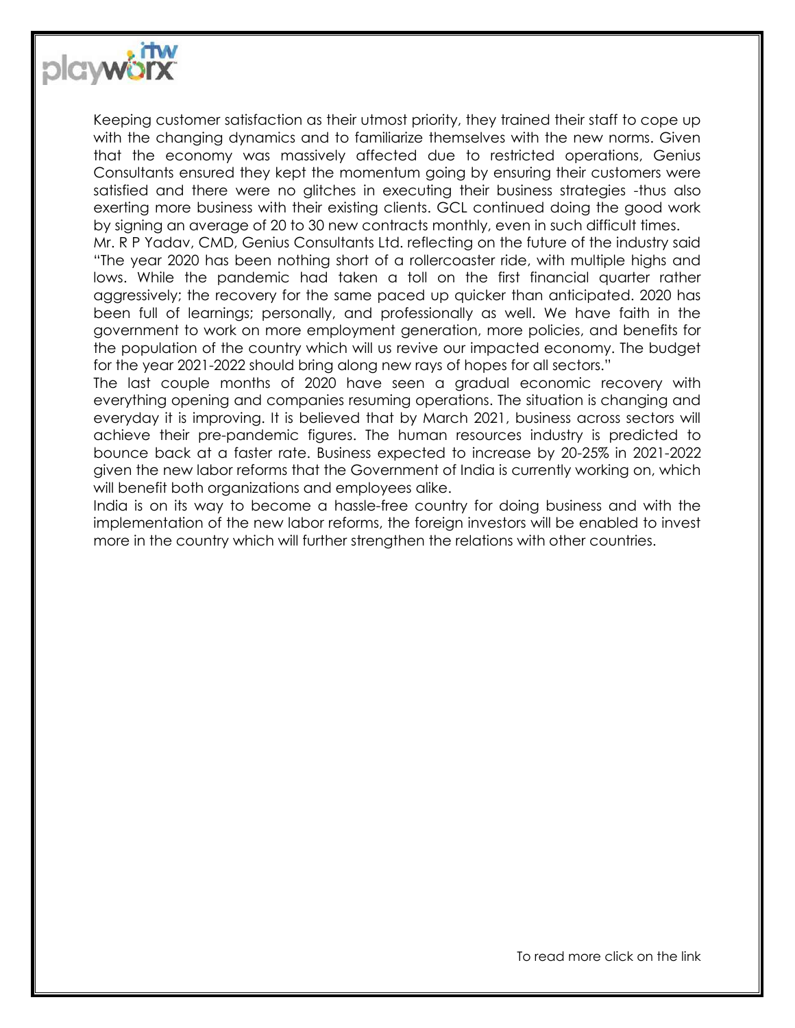Keeping customer satisfaction as their utmost priority, they trained their staff to cope up with the changing dynamics and to familiarize themselves with the new norms. Given that the economy was massively affected due to restricted operations, Genius Consultants ensured they kept the momentum going by ensuring their customers were satisfied and there were no glitches in executing their business strategies -thus also exerting more business with their existing clients. GCL continued doing the good work by signing an average of 20 to 30 new contracts monthly, even in such difficult times.

Mr. R P Yadav, CMD, Genius Consultants Ltd. reflecting on the future of the industry said "The year 2020 has been nothing short of a rollercoaster ride, with multiple highs and lows. While the pandemic had taken a toll on the first financial quarter rather aggressively; the recovery for the same paced up quicker than anticipated. 2020 has been full of learnings; personally, and professionally as well. We have faith in the government to work on more employment generation, more policies, and benefits for the population of the country which will us revive our impacted economy. The budget for the year 2021-2022 should bring along new rays of hopes for all sectors."

The last couple months of 2020 have seen a gradual economic recovery with everything opening and companies resuming operations. The situation is changing and everyday it is improving. It is believed that by March 2021, business across sectors will achieve their pre-pandemic figures. The human resources industry is predicted to bounce back at a faster rate. Business expected to increase by 20-25% in 2021-2022 given the new labor reforms that the Government of India is currently working on, which will benefit both organizations and employees alike.

India is on its way to become a hassle-free country for doing business and with the implementation of the new labor reforms, the foreign investors will be enabled to invest more in the country which will further strengthen the relations with other countries.

To read more click on the link